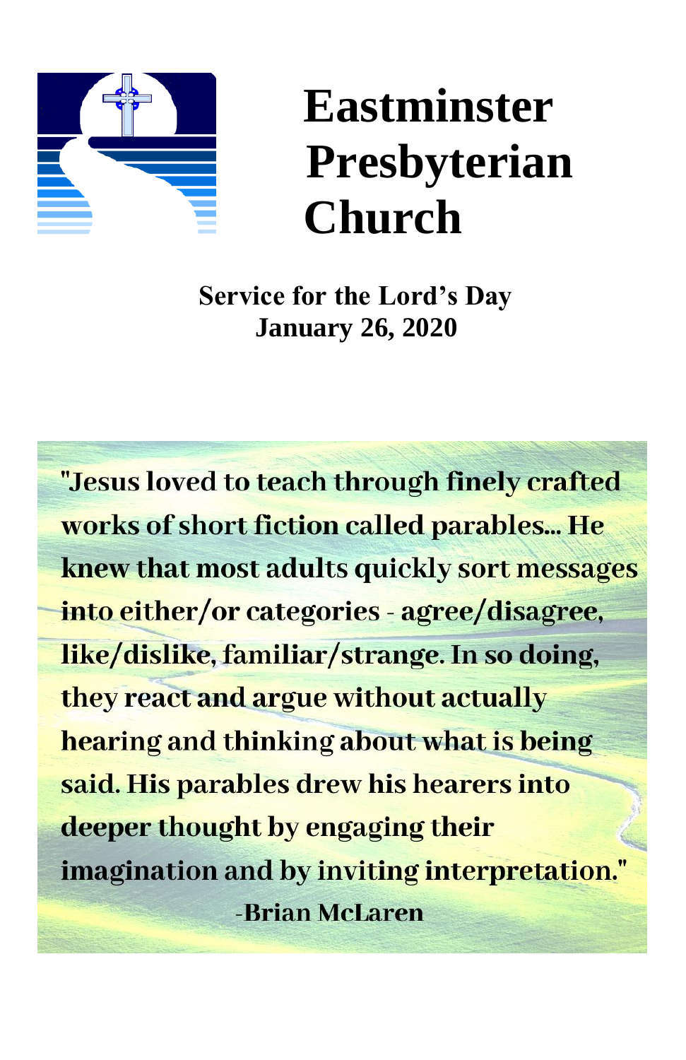# Eastminster Presbyterian Church

**Service for the Lord's Day**
**January 26, 2020**

**"Jesus loved to teach through finely crafted works of short fiction called parables... He knew that most adults quickly sort messages into either/or categories - agree/disagree, like/dislike, familiar/strange. In so doing, they react and argue without actually hearing and thinking about what is being said. His parables drew his hearers into deeper thought by engaging their imagination and by inviting interpretation."**

**-Brian McLaren**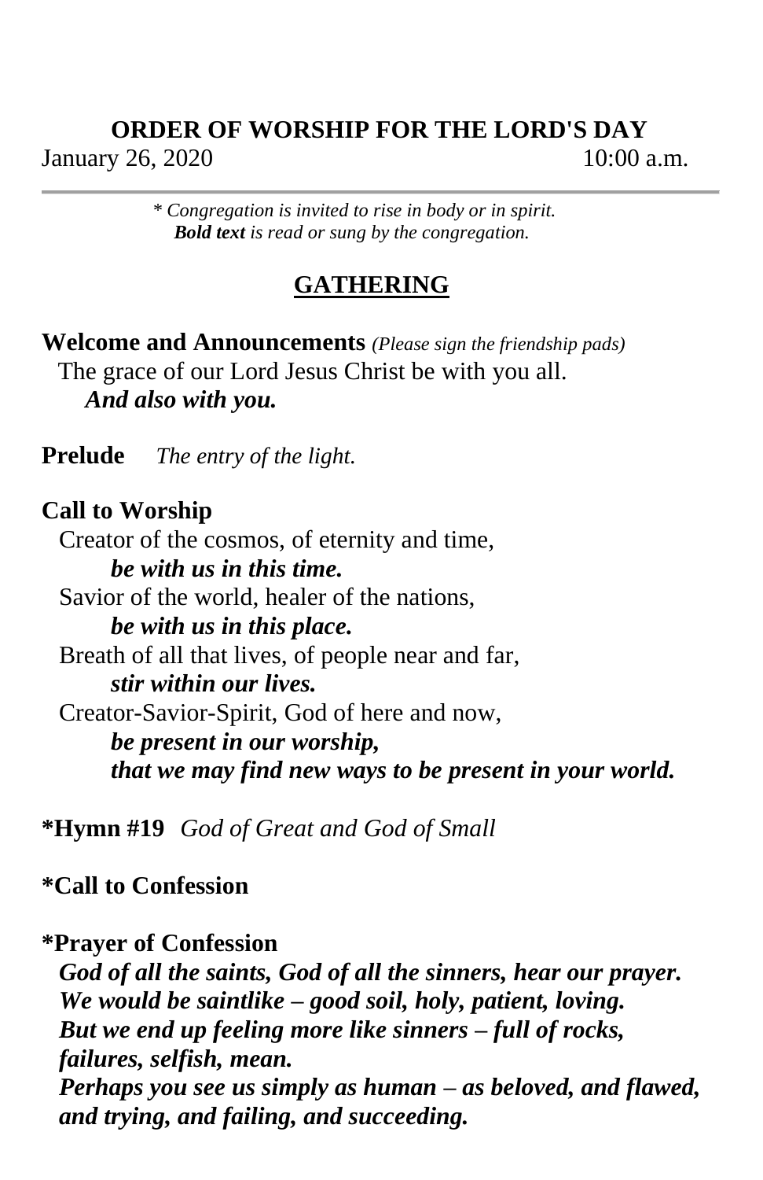**ORDER OF WORSHIP FOR THE LORD'S DAY**

January 26, 2020 10:00 a.m.

---

*\* Congregation is invited to rise in body or in spirit.*
***Bold text** is read or sung by the congregation.*

## GATHERING

**Welcome and Announcements** *(Please sign the friendship pads)*

The grace of our Lord Jesus Christ be with you all.

***And also with you.***

**Prelude** *The entry of the light.*

**Call to Worship**

Creator of the cosmos, of eternity and time,

***be with us in this time.***

Savior of the world, healer of the nations,

***be with us in this place.***

Breath of all that lives, of people near and far,

***stir within our lives.***

Creator-Savior-Spirit, God of here and now,

***be present in our worship,***
***that we may find new ways to be present in your world.***

**\*Hymn #19** *God of Great and God of Small*

**\*Call to Confession**

**\*Prayer of Confession**

***God of all the saints, God of all the sinners, hear our prayer.***
***We would be saintlike – good soil, holy, patient, loving.***
***But we end up feeling more like sinners – full of rocks, failures, selfish, mean.***
***Perhaps you see us simply as human – as beloved, and flawed, and trying, and failing, and succeeding.***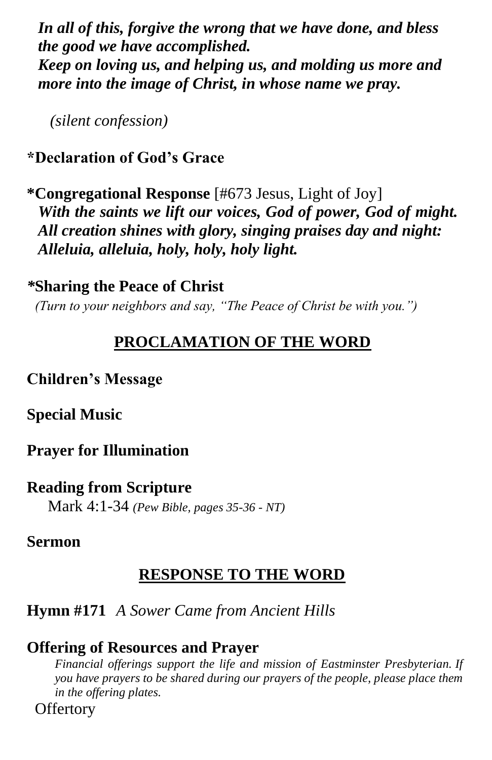***In all of this, forgive the wrong that we have done, and bless the good we have accomplished.***
***Keep on loving us, and helping us, and molding us more and more into the image of Christ, in whose name we pray.***

*(silent confession)*

**\*Declaration of God's Grace**

**\*Congregational Response** [#673 Jesus, Light of Joy]
***With the saints we lift our voices, God of power, God of might.***
***All creation shines with glory, singing praises day and night:***
***Alleluia, alleluia, holy, holy, holy light.***

**\*Sharing the Peace of Christ**
*(Turn to your neighbors and say, "The Peace of Christ be with you.")*

## PROCLAMATION OF THE WORD

**Children's Message**

**Special Music**

**Prayer for Illumination**

**Reading from Scripture**
Mark 4:1-34 *(Pew Bible, pages 35-36 - NT)*

**Sermon**

## RESPONSE TO THE WORD

**Hymn #171** *A Sower Came from Ancient Hills*

**Offering of Resources and Prayer**
*Financial offerings support the life and mission of Eastminster Presbyterian. If you have prayers to be shared during our prayers of the people, please place them in the offering plates.*
Offertory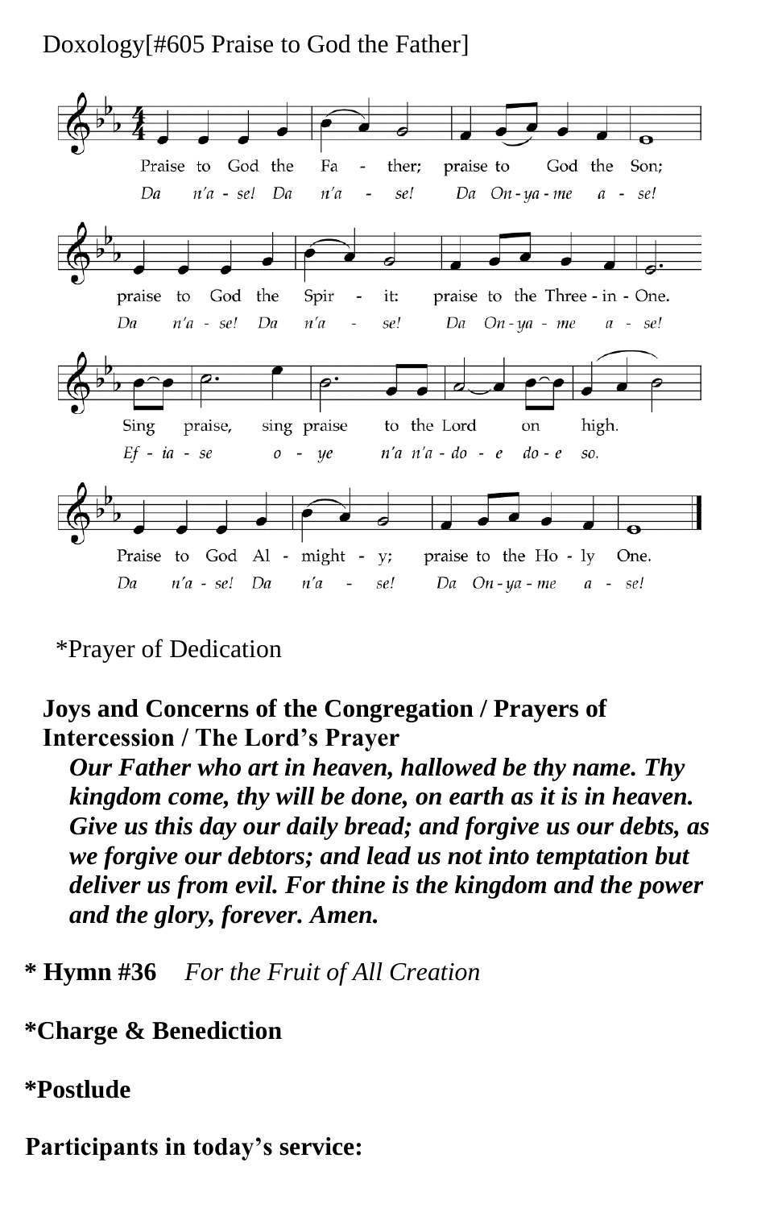Doxology[#605 Praise to God the Father]

Praise to God the Father; praise to God the Son;
*Da n'a - se! Da n'a - se! Da On - ya - me a - se!*

praise to God the Spirit: praise to the Three - in - One.
*Da n'a - se! Da n'a - se! Da On - ya - me a - se!*

Sing praise, sing praise to the Lord on high.
*Ef - ia - se o - ye n'a n'a - do - e do - e so.*

Praise to God Al - might - y; praise to the Ho - ly One.
*Da n'a - se! Da n'a - se! Da On - ya - me a - se!*

*Prayer of Dedication

**Joys and Concerns of the Congregation / Prayers of Intercession / The Lord's Prayer**

***Our Father who art in heaven, hallowed be thy name. Thy kingdom come, thy will be done, on earth as it is in heaven. Give us this day our daily bread; and forgive us our debts, as we forgive our debtors; and lead us not into temptation but deliver us from evil. For thine is the kingdom and the power and the glory, forever. Amen.***

**\* Hymn #36** *For the Fruit of All Creation*

**\*Charge & Benediction**

**\*Postlude**

**Participants in today's service:**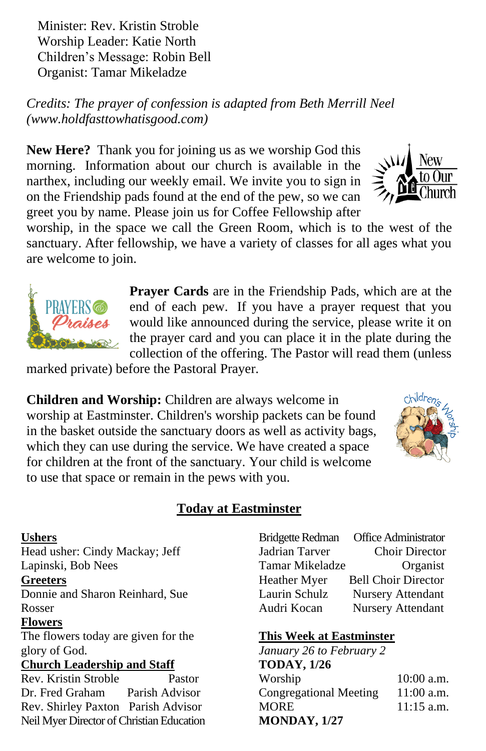Minister: Rev. Kristin Stroble
Worship Leader: Katie North
Children's Message: Robin Bell
Organist: Tamar Mikeladze

*Credits: The prayer of confession is adapted from Beth Merrill Neel (www.holdfasttowhatisgood.com)*

**New Here?** Thank you for joining us as we worship God this morning. Information about our church is available in the narthex, including our weekly email. We invite you to sign in on the Friendship pads found at the end of the pew, so we can greet you by name. Please join us for Coffee Fellowship after worship, in the space we call the Green Room, which is to the west of the sanctuary. After fellowship, we have a variety of classes for all ages what you are welcome to join.

**Prayer Cards** are in the Friendship Pads, which are at the end of each pew. If you have a prayer request that you would like announced during the service, please write it on the prayer card and you can place it in the plate during the collection of the offering. The Pastor will read them (unless marked private) before the Pastoral Prayer.

**Children and Worship:** Children are always welcome in worship at Eastminster. Children's worship packets can be found in the basket outside the sanctuary doors as well as activity bags, which they can use during the service. We have created a space for children at the front of the sanctuary. Your child is welcome to use that space or remain in the pews with you.

## Today at Eastminster

**Ushers**
Head usher: Cindy Mackay; Jeff Lapinski, Bob Nees

**Greeters**
Donnie and Sharon Reinhard, Sue Rosser

**Flowers**
The flowers today are given for the glory of God.

**Church Leadership and Staff**

| | |
|---|---|
| Rev. Kristin Stroble | Pastor |
| Dr. Fred Graham | Parish Advisor |
| Rev. Shirley Paxton | Parish Advisor |
| Neil Myer | Director of Christian Education |
| Bridgette Redman | Office Administrator |
| Jadrian Tarver | Choir Director |
| Tamar Mikeladze | Organist |
| Heather Myer | Bell Choir Director |
| Laurin Schulz | Nursery Attendant |
| Audri Kocan | Nursery Attendant |

**This Week at Eastminster**
*January 26 to February 2*

**TODAY, 1/26**

| | |
|---|---|
| Worship | 10:00 a.m. |
| Congregational Meeting | 11:00 a.m. |
| MORE | 11:15 a.m. |

**MONDAY, 1/27**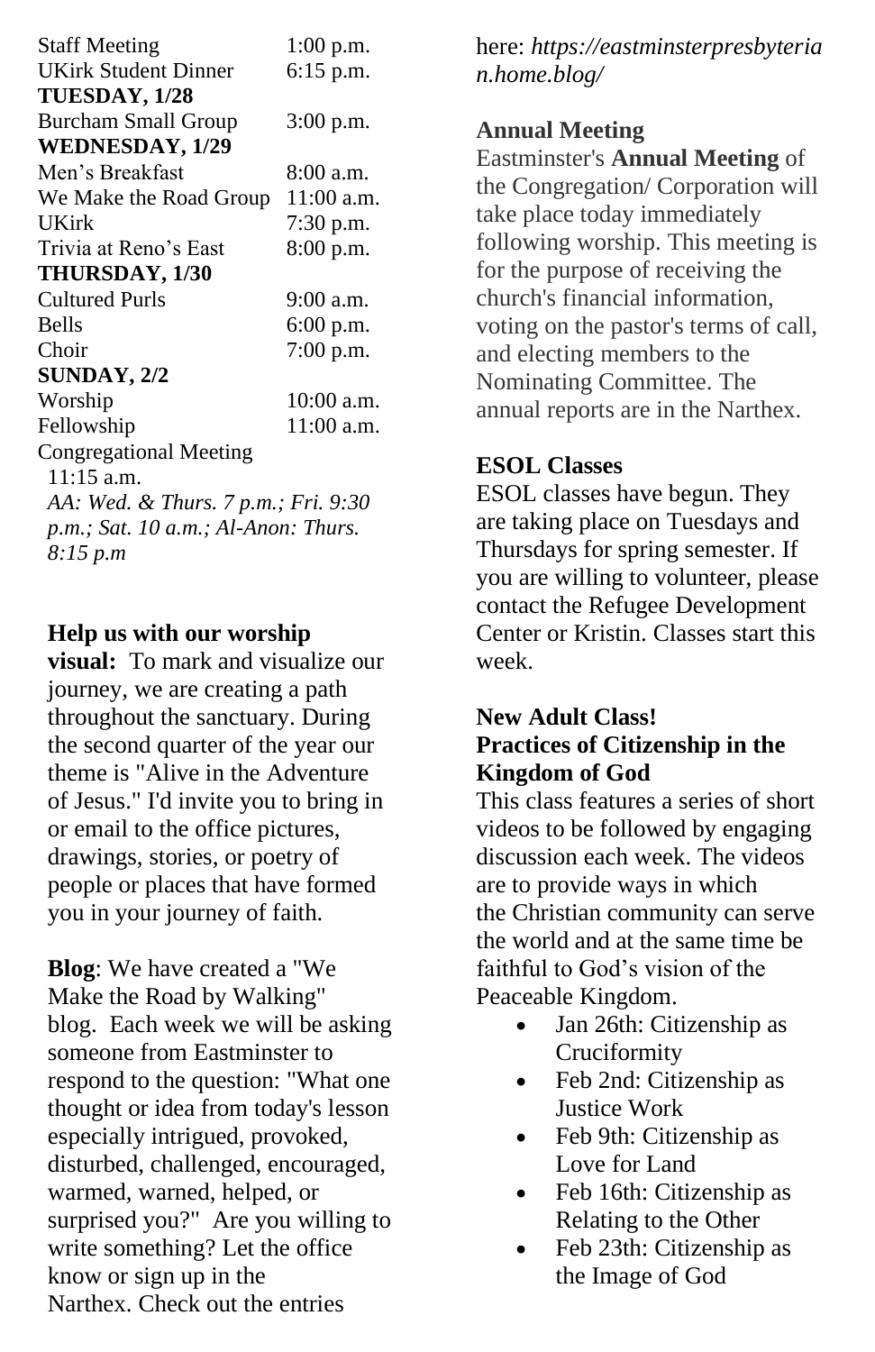| | |
|---|---|
| Staff Meeting | 1:00 p.m. |
| UKirk Student Dinner | 6:15 p.m. |
| **TUESDAY, 1/28** | |
| Burcham Small Group | 3:00 p.m. |
| **WEDNESDAY, 1/29** | |
| Men's Breakfast | 8:00 a.m. |
| We Make the Road Group | 11:00 a.m. |
| UKirk | 7:30 p.m. |
| Trivia at Reno's East | 8:00 p.m. |
| **THURSDAY, 1/30** | |
| Cultured Purls | 9:00 a.m. |
| Bells | 6:00 p.m. |
| Choir | 7:00 p.m. |
| **SUNDAY, 2/2** | |
| Worship | 10:00 a.m. |
| Fellowship | 11:00 a.m. |
| Congregational Meeting 11:15 a.m. | |

*AA: Wed. & Thurs. 7 p.m.; Fri. 9:30 p.m.; Sat. 10 a.m.; Al-Anon: Thurs. 8:15 p.m*

**Help us with our worship visual:** To mark and visualize our journey, we are creating a path throughout the sanctuary. During the second quarter of the year our theme is "Alive in the Adventure of Jesus." I'd invite you to bring in or email to the office pictures, drawings, stories, or poetry of people or places that have formed you in your journey of faith.

**Blog**: We have created a "We Make the Road by Walking" blog. Each week we will be asking someone from Eastminster to respond to the question: "What one thought or idea from today's lesson especially intrigued, provoked, disturbed, challenged, encouraged, warmed, warned, helped, or surprised you?" Are you willing to write something? Let the office know or sign up in the Narthex. Check out the entries here: ***https://eastminsterpresbyterian.home.blog/***

**Annual Meeting**

Eastminster's **Annual Meeting** of the Congregation/ Corporation will take place today immediately following worship. This meeting is for the purpose of receiving the church's financial information, voting on the pastor's terms of call, and electing members to the Nominating Committee. The annual reports are in the Narthex.

**ESOL Classes**

ESOL classes have begun. They are taking place on Tuesdays and Thursdays for spring semester. If you are willing to volunteer, please contact the Refugee Development Center or Kristin. Classes start this week.

**New Adult Class!**
**Practices of Citizenship in the Kingdom of God**

This class features a series of short videos to be followed by engaging discussion each week. The videos are to provide ways in which the Christian community can serve the world and at the same time be faithful to God's vision of the Peaceable Kingdom.

- Jan 26th: Citizenship as Cruciformity
- Feb 2nd: Citizenship as Justice Work
- Feb 9th: Citizenship as Love for Land
- Feb 16th: Citizenship as Relating to the Other
- Feb 23th: Citizenship as the Image of God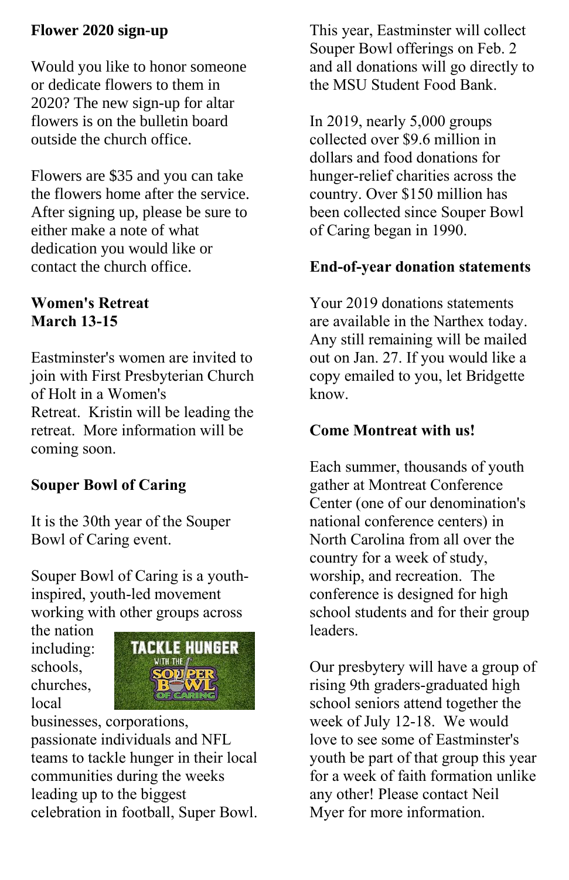## Flower 2020 sign-up

Would you like to honor someone or dedicate flowers to them in 2020? The new sign-up for altar flowers is on the bulletin board outside the church office.

Flowers are $35 and you can take the flowers home after the service. After signing up, please be sure to either make a note of what dedication you would like or contact the church office.

## Women's Retreat
## March 13-15

Eastminster's women are invited to join with First Presbyterian Church of Holt in a Women's Retreat. Kristin will be leading the retreat. More information will be coming soon.

## Souper Bowl of Caring

It is the 30th year of the Souper Bowl of Caring event.

Souper Bowl of Caring is a youth-inspired, youth-led movement working with other groups across the nation including: schools, churches, local businesses, corporations, passionate individuals and NFL teams to tackle hunger in their local communities during the weeks leading up to the biggest celebration in football, Super Bowl.

This year, Eastminster will collect Souper Bowl offerings on Feb. 2 and all donations will go directly to the MSU Student Food Bank.

In 2019, nearly 5,000 groups collected over $9.6 million in dollars and food donations for hunger-relief charities across the country. Over $150 million has been collected since Souper Bowl of Caring began in 1990.

## End-of-year donation statements

Your 2019 donations statements are available in the Narthex today. Any still remaining will be mailed out on Jan. 27. If you would like a copy emailed to you, let Bridgette know.

## Come Montreat with us!

Each summer, thousands of youth gather at Montreat Conference Center (one of our denomination's national conference centers) in North Carolina from all over the country for a week of study, worship, and recreation. The conference is designed for high school students and for their group leaders.

Our presbytery will have a group of rising 9th graders-graduated high school seniors attend together the week of July 12-18. We would love to see some of Eastminster's youth be part of that group this year for a week of faith formation unlike any other! Please contact Neil Myer for more information.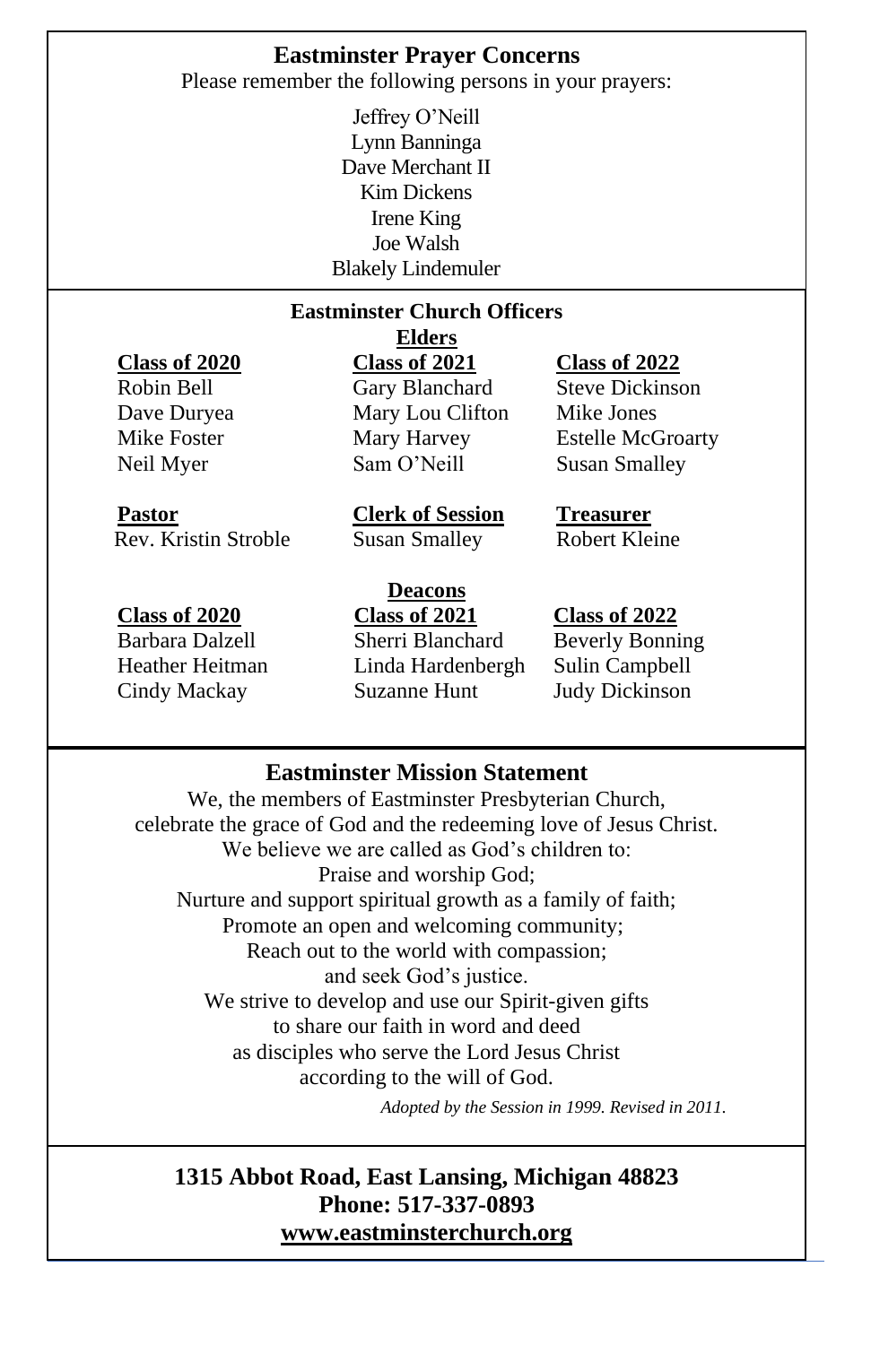## Eastminster Prayer Concerns

Please remember the following persons in your prayers:

Jeffrey O'Neill
Lynn Banninga
Dave Merchant II
Kim Dickens
Irene King
Joe Walsh
Blakely Lindemuler

## Eastminster Church Officers

### Elders

| **Class of 2020** | **Class of 2021** | **Class of 2022** |
|---|---|---|
| Robin Bell | Gary Blanchard | Steve Dickinson |
| Dave Duryea | Mary Lou Clifton | Mike Jones |
| Mike Foster | Mary Harvey | Estelle McGroarty |
| Neil Myer | Sam O'Neill | Susan Smalley |

| **Pastor** | **Clerk of Session** | **Treasurer** |
|---|---|---|
| Rev. Kristin Stroble | Susan Smalley | Robert Kleine |

### Deacons

| **Class of 2020** | **Class of 2021** | **Class of 2022** |
|---|---|---|
| Barbara Dalzell | Sherri Blanchard | Beverly Bonning |
| Heather Heitman | Linda Hardenbergh | Sulin Campbell |
| Cindy Mackay | Suzanne Hunt | Judy Dickinson |

## Eastminster Mission Statement

We, the members of Eastminster Presbyterian Church,
celebrate the grace of God and the redeeming love of Jesus Christ.
We believe we are called as God's children to:
Praise and worship God;
Nurture and support spiritual growth as a family of faith;
Promote an open and welcoming community;
Reach out to the world with compassion;
and seek God's justice.
We strive to develop and use our Spirit-given gifts
to share our faith in word and deed
as disciples who serve the Lord Jesus Christ
according to the will of God.

*Adopted by the Session in 1999. Revised in 2011.*

**1315 Abbot Road, East Lansing, Michigan 48823**
**Phone: 517-337-0893**
**www.eastminsterchurch.org**